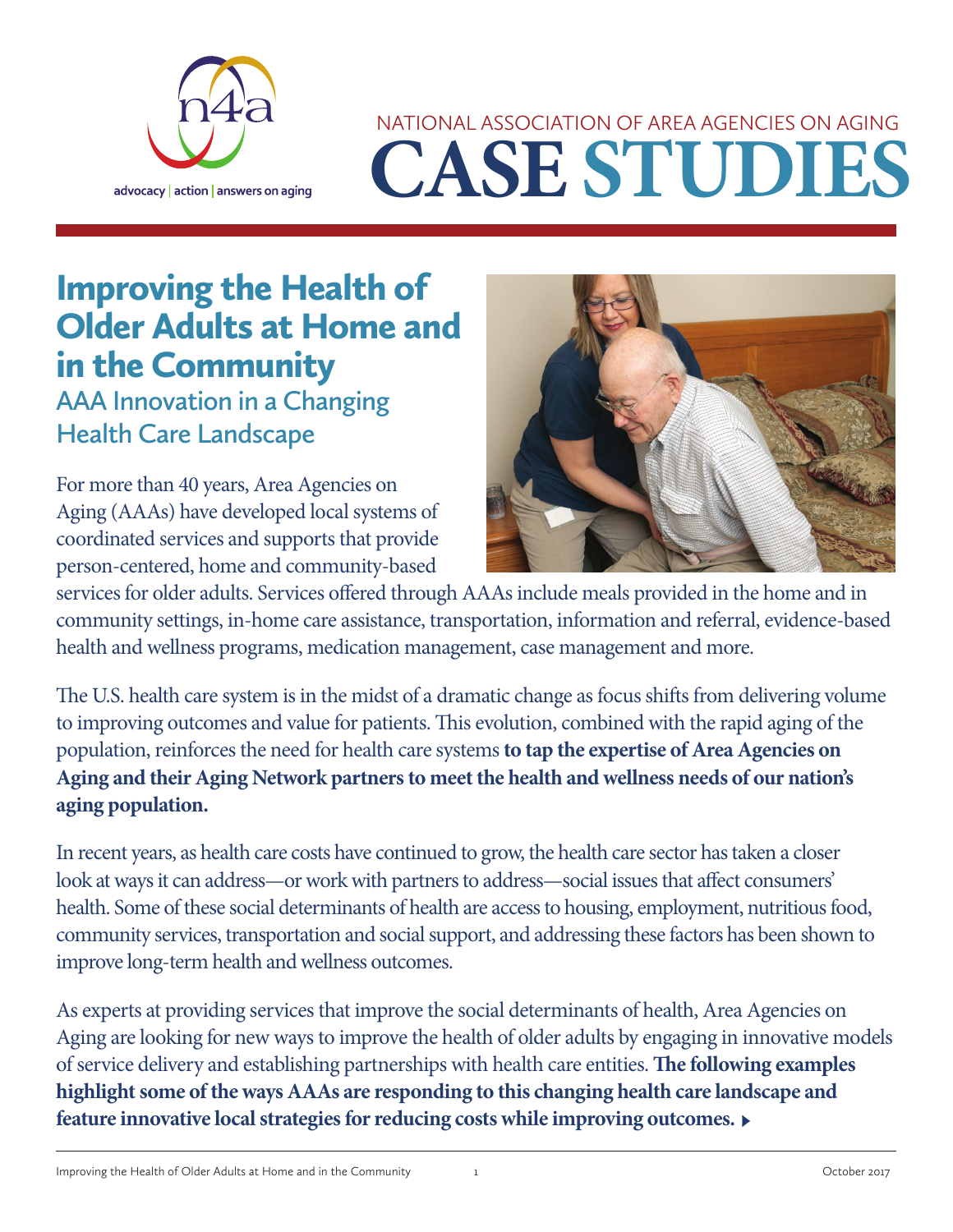advocacy | action | answers on aging

NATIONAL ASSOCIATION OF AREA AGENCIES ON AGING

# CASE STUDIES

## Improving the Health of Older Adults at Home and in the Community

### AAA Innovation in a Changing Health Care Landscape

For more than 40 years, Area Agencies on Aging (AAAs) have developed local systems of coordinated services and supports that provide person-centered, home and community-based services for older adults. Services offered through AAAs include meals provided in the home and in community settings, in-home care assistance, transportation, information and referral, evidence-based health and wellness programs, medication management, case management and more.

The U.S. health care system is in the midst of a dramatic change as focus shifts from delivering volume to improving outcomes and value for patients. This evolution, combined with the rapid aging of the population, reinforces the need for health care systems **to tap the expertise of Area Agencies on Aging and their Aging Network partners to meet the health and wellness needs of our nation's aging population.**

In recent years, as health care costs have continued to grow, the health care sector has taken a closer look at ways it can address—or work with partners to address—social issues that affect consumers' health. Some of these social determinants of health are access to housing, employment, nutritious food, community services, transportation and social support, and addressing these factors has been shown to improve long-term health and wellness outcomes.

As experts at providing services that improve the social determinants of health, Area Agencies on Aging are looking for new ways to improve the health of older adults by engaging in innovative models of service delivery and establishing partnerships with health care entities. **The following examples highlight some of the ways AAAs are responding to this changing health care landscape and feature innovative local strategies for reducing costs while improving outcomes.**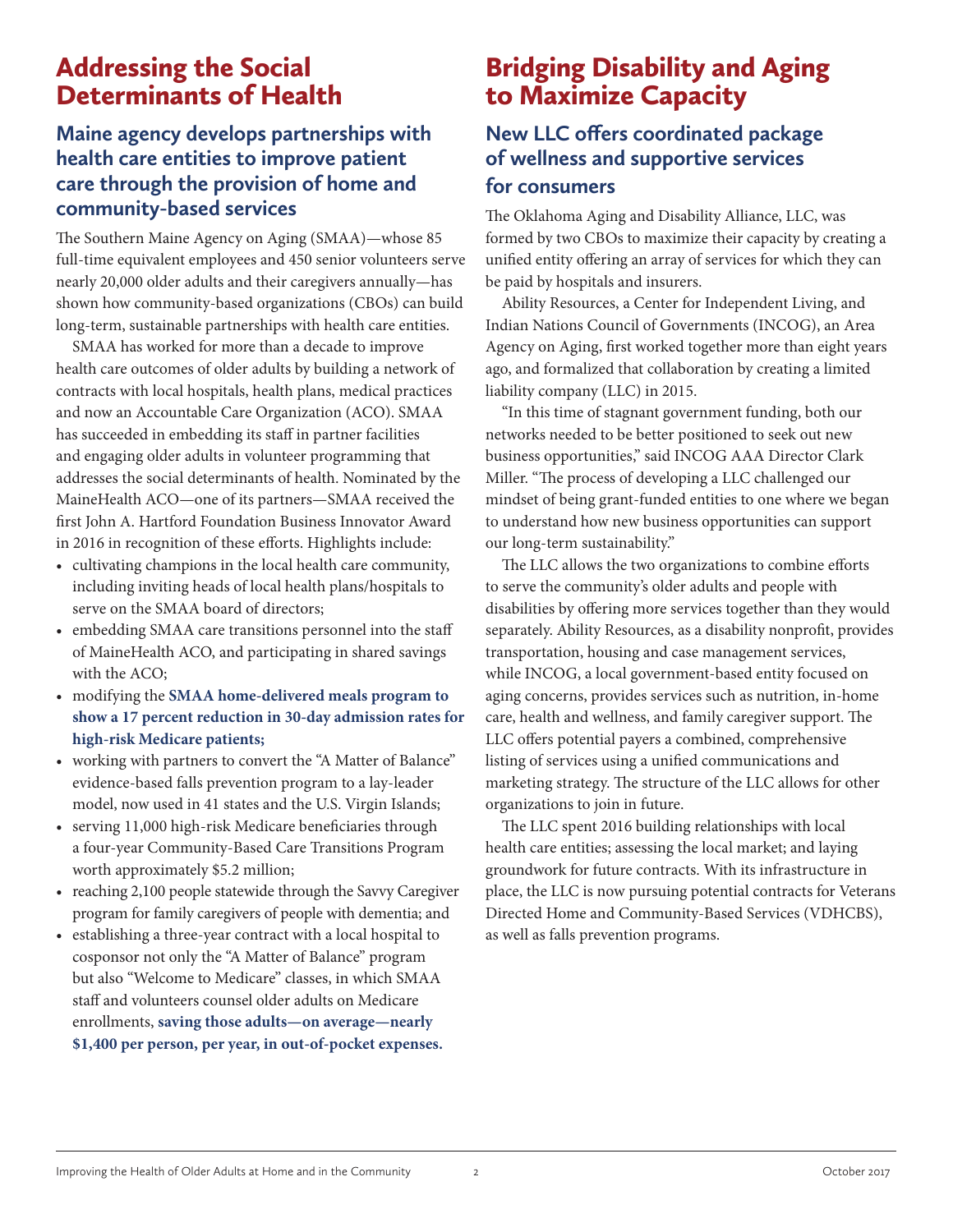# Addressing the Social Determinants of Health

## Maine agency develops partnerships with health care entities to improve patient care through the provision of home and community-based services

The Southern Maine Agency on Aging (SMAA)—whose 85 full-time equivalent employees and 450 senior volunteers serve nearly 20,000 older adults and their caregivers annually—has shown how community-based organizations (CBOs) can build long-term, sustainable partnerships with health care entities.

SMAA has worked for more than a decade to improve health care outcomes of older adults by building a network of contracts with local hospitals, health plans, medical practices and now an Accountable Care Organization (ACO). SMAA has succeeded in embedding its staff in partner facilities and engaging older adults in volunteer programming that addresses the social determinants of health. Nominated by the MaineHealth ACO—one of its partners—SMAA received the first John A. Hartford Foundation Business Innovator Award in 2016 in recognition of these efforts. Highlights include:

- cultivating champions in the local health care community, including inviting heads of local health plans/hospitals to serve on the SMAA board of directors;
- embedding SMAA care transitions personnel into the staff of MaineHealth ACO, and participating in shared savings with the ACO;
- modifying the **SMAA home-delivered meals program to show a 17 percent reduction in 30-day admission rates for high-risk Medicare patients;**
- working with partners to convert the "A Matter of Balance" evidence-based falls prevention program to a lay-leader model, now used in 41 states and the U.S. Virgin Islands;
- serving 11,000 high-risk Medicare beneficiaries through a four-year Community-Based Care Transitions Program worth approximately $5.2 million;
- reaching 2,100 people statewide through the Savvy Caregiver program for family caregivers of people with dementia; and
- establishing a three-year contract with a local hospital to cosponsor not only the "A Matter of Balance" program but also "Welcome to Medicare" classes, in which SMAA staff and volunteers counsel older adults on Medicare enrollments, **saving those adults—on average—nearly $1,400 per person, per year, in out-of-pocket expenses.**

# Bridging Disability and Aging to Maximize Capacity

## New LLC offers coordinated package of wellness and supportive services for consumers

The Oklahoma Aging and Disability Alliance, LLC, was formed by two CBOs to maximize their capacity by creating a unified entity offering an array of services for which they can be paid by hospitals and insurers.

Ability Resources, a Center for Independent Living, and Indian Nations Council of Governments (INCOG), an Area Agency on Aging, first worked together more than eight years ago, and formalized that collaboration by creating a limited liability company (LLC) in 2015.

"In this time of stagnant government funding, both our networks needed to be better positioned to seek out new business opportunities," said INCOG AAA Director Clark Miller. "The process of developing a LLC challenged our mindset of being grant-funded entities to one where we began to understand how new business opportunities can support our long-term sustainability."

The LLC allows the two organizations to combine efforts to serve the community's older adults and people with disabilities by offering more services together than they would separately. Ability Resources, as a disability nonprofit, provides transportation, housing and case management services, while INCOG, a local government-based entity focused on aging concerns, provides services such as nutrition, in-home care, health and wellness, and family caregiver support. The LLC offers potential payers a combined, comprehensive listing of services using a unified communications and marketing strategy. The structure of the LLC allows for other organizations to join in future.

The LLC spent 2016 building relationships with local health care entities; assessing the local market; and laying groundwork for future contracts. With its infrastructure in place, the LLC is now pursuing potential contracts for Veterans Directed Home and Community-Based Services (VDHCBS), as well as falls prevention programs.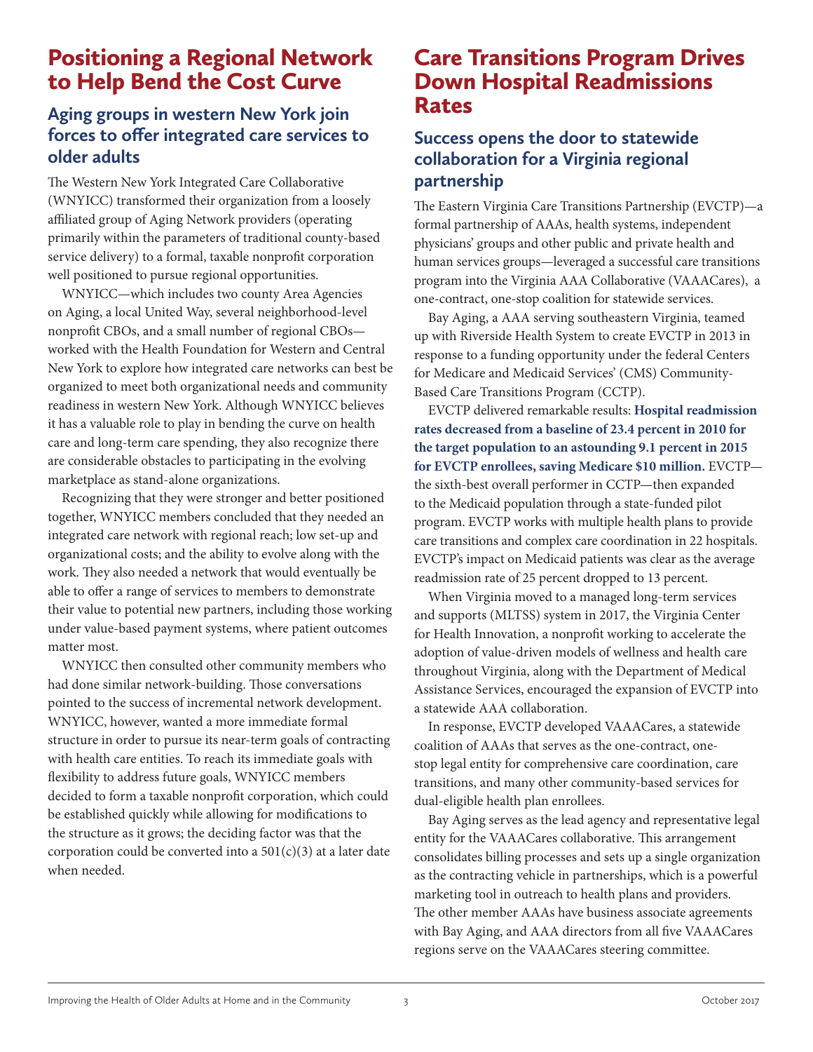# Positioning a Regional Network to Help Bend the Cost Curve

## Aging groups in western New York join forces to offer integrated care services to older adults

The Western New York Integrated Care Collaborative (WNYICC) transformed their organization from a loosely affiliated group of Aging Network providers (operating primarily within the parameters of traditional county-based service delivery) to a formal, taxable nonprofit corporation well positioned to pursue regional opportunities.

WNYICC—which includes two county Area Agencies on Aging, a local United Way, several neighborhood-level nonprofit CBOs, and a small number of regional CBOs—worked with the Health Foundation for Western and Central New York to explore how integrated care networks can best be organized to meet both organizational needs and community readiness in western New York. Although WNYICC believes it has a valuable role to play in bending the curve on health care and long-term care spending, they also recognize there are considerable obstacles to participating in the evolving marketplace as stand-alone organizations.

Recognizing that they were stronger and better positioned together, WNYICC members concluded that they needed an integrated care network with regional reach; low set-up and organizational costs; and the ability to evolve along with the work. They also needed a network that would eventually be able to offer a range of services to members to demonstrate their value to potential new partners, including those working under value-based payment systems, where patient outcomes matter most.

WNYICC then consulted other community members who had done similar network-building. Those conversations pointed to the success of incremental network development. WNYICC, however, wanted a more immediate formal structure in order to pursue its near-term goals of contracting with health care entities. To reach its immediate goals with flexibility to address future goals, WNYICC members decided to form a taxable nonprofit corporation, which could be established quickly while allowing for modifications to the structure as it grows; the deciding factor was that the corporation could be converted into a 501(c)(3) at a later date when needed.

# Care Transitions Program Drives Down Hospital Readmissions Rates

## Success opens the door to statewide collaboration for a Virginia regional partnership

The Eastern Virginia Care Transitions Partnership (EVCTP)—a formal partnership of AAAs, health systems, independent physicians' groups and other public and private health and human services groups—leveraged a successful care transitions program into the Virginia AAA Collaborative (VAAACares), a one-contract, one-stop coalition for statewide services.

Bay Aging, a AAA serving southeastern Virginia, teamed up with Riverside Health System to create EVCTP in 2013 in response to a funding opportunity under the federal Centers for Medicare and Medicaid Services' (CMS) Community-Based Care Transitions Program (CCTP).

EVCTP delivered remarkable results: **Hospital readmission rates decreased from a baseline of 23.4 percent in 2010 for the target population to an astounding 9.1 percent in 2015 for EVCTP enrollees, saving Medicare $10 million.** EVCTP—the sixth-best overall performer in CCTP—then expanded to the Medicaid population through a state-funded pilot program. EVCTP works with multiple health plans to provide care transitions and complex care coordination in 22 hospitals. EVCTP's impact on Medicaid patients was clear as the average readmission rate of 25 percent dropped to 13 percent.

When Virginia moved to a managed long-term services and supports (MLTSS) system in 2017, the Virginia Center for Health Innovation, a nonprofit working to accelerate the adoption of value-driven models of wellness and health care throughout Virginia, along with the Department of Medical Assistance Services, encouraged the expansion of EVCTP into a statewide AAA collaboration.

In response, EVCTP developed VAAACares, a statewide coalition of AAAs that serves as the one-contract, one-stop legal entity for comprehensive care coordination, care transitions, and many other community-based services for dual-eligible health plan enrollees.

Bay Aging serves as the lead agency and representative legal entity for the VAAACares collaborative. This arrangement consolidates billing processes and sets up a single organization as the contracting vehicle in partnerships, which is a powerful marketing tool in outreach to health plans and providers. The other member AAAs have business associate agreements with Bay Aging, and AAA directors from all five VAAACares regions serve on the VAAACares steering committee.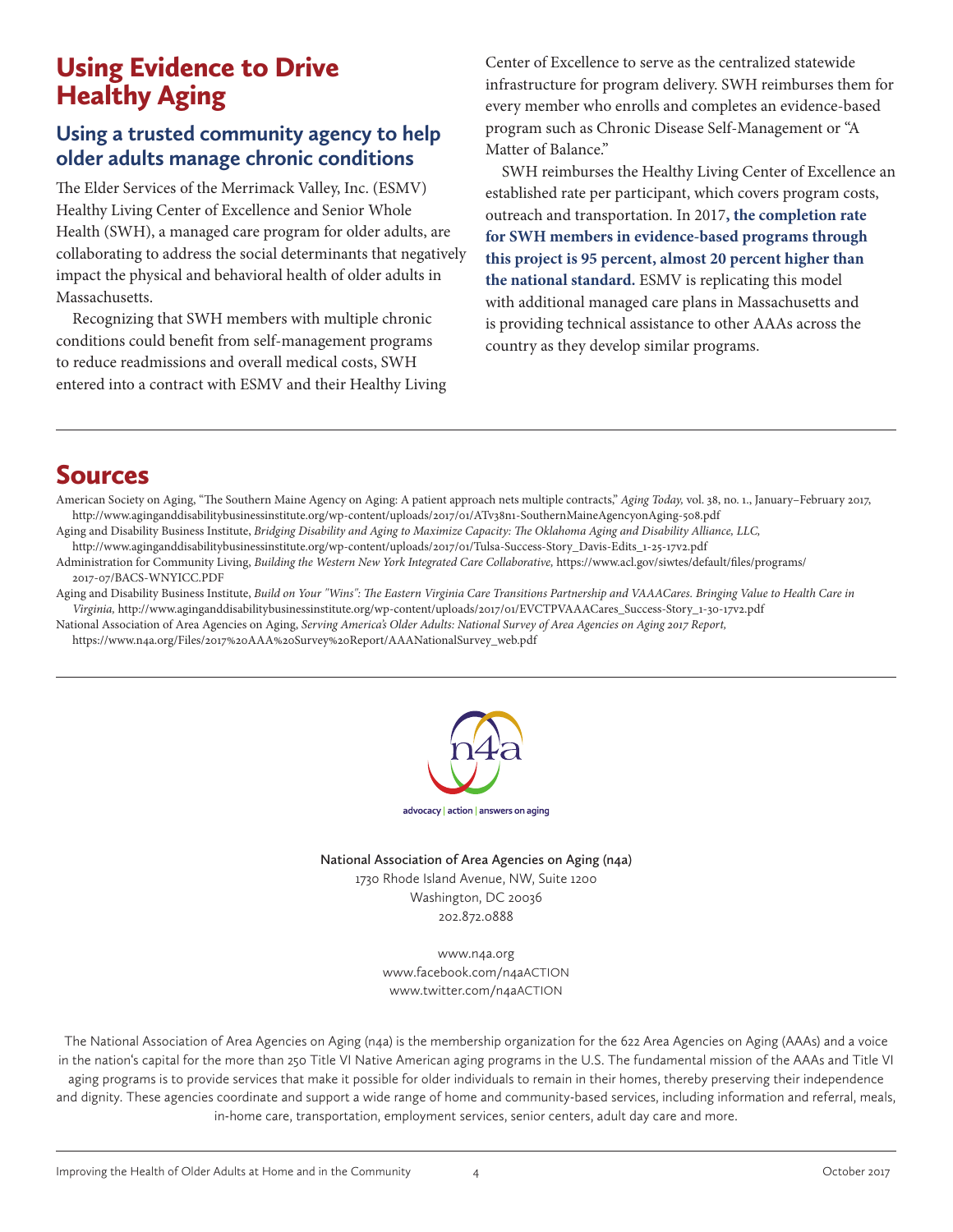# Using Evidence to Drive Healthy Aging

## Using a trusted community agency to help older adults manage chronic conditions

The Elder Services of the Merrimack Valley, Inc. (ESMV) Healthy Living Center of Excellence and Senior Whole Health (SWH), a managed care program for older adults, are collaborating to address the social determinants that negatively impact the physical and behavioral health of older adults in Massachusetts.

Recognizing that SWH members with multiple chronic conditions could benefit from self-management programs to reduce readmissions and overall medical costs, SWH entered into a contract with ESMV and their Healthy Living Center of Excellence to serve as the centralized statewide infrastructure for program delivery. SWH reimburses them for every member who enrolls and completes an evidence-based program such as Chronic Disease Self-Management or "A Matter of Balance."

SWH reimburses the Healthy Living Center of Excellence an established rate per participant, which covers program costs, outreach and transportation. In 2017**, the completion rate for SWH members in evidence-based programs through this project is 95 percent, almost 20 percent higher than the national standard.** ESMV is replicating this model with additional managed care plans in Massachusetts and is providing technical assistance to other AAAs across the country as they develop similar programs.

# Sources

American Society on Aging, "The Southern Maine Agency on Aging: A patient approach nets multiple contracts," *Aging Today,* vol. 38, no. 1., January–February 2017, http://www.aginganddisabilitybusinessinstitute.org/wp-content/uploads/2017/01/ATv38n1-SouthernMaineAgencyonAging-508.pdf

Aging and Disability Business Institute, *Bridging Disability and Aging to Maximize Capacity: The Oklahoma Aging and Disability Alliance, LLC,* http://www.aginganddisabilitybusinessinstitute.org/wp-content/uploads/2017/01/Tulsa-Success-Story_Davis-Edits_1-25-17v2.pdf

Administration for Community Living, *Building the Western New York Integrated Care Collaborative,* https://www.acl.gov/siwtes/default/files/programs/2017-07/BACS-WNYICC.PDF

Aging and Disability Business Institute, *Build on Your "Wins": The Eastern Virginia Care Transitions Partnership and VAAACares. Bringing Value to Health Care in Virginia,* http://www.aginganddisabilitybusinessinstitute.org/wp-content/uploads/2017/01/EVCTPVAAACares_Success-Story_1-30-17v2.pdf

National Association of Area Agencies on Aging, *Serving America's Older Adults: National Survey of Area Agencies on Aging 2017 Report,* https://www.n4a.org/Files/2017%20AAA%20Survey%20Report/AAANationalSurvey_web.pdf

n4a

advocacy | action | answers on aging

National Association of Area Agencies on Aging (n4a)
1730 Rhode Island Avenue, NW, Suite 1200
Washington, DC 20036
202.872.0888

www.n4a.org
www.facebook.com/n4aACTION
www.twitter.com/n4aACTION

The National Association of Area Agencies on Aging (n4a) is the membership organization for the 622 Area Agencies on Aging (AAAs) and a voice in the nation's capital for the more than 250 Title VI Native American aging programs in the U.S. The fundamental mission of the AAAs and Title VI aging programs is to provide services that make it possible for older individuals to remain in their homes, thereby preserving their independence and dignity. These agencies coordinate and support a wide range of home and community-based services, including information and referral, meals, in-home care, transportation, employment services, senior centers, adult day care and more.